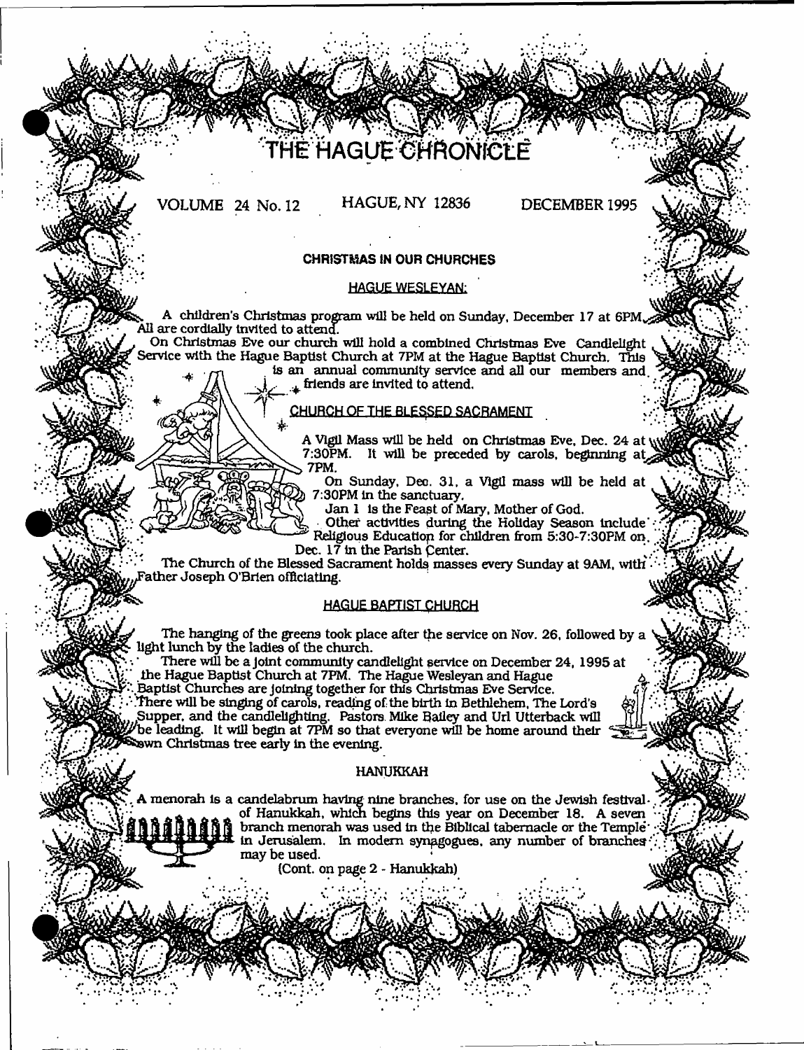# THE HAGUE CHRONICLE

VOLUME 24 No. 12 HAGUE, NY 12836 DECEMBER 1995

## CHRISTMAS IN OUR CHURCHES

### HAGUE WESLEYAN:

A children's Christmas program will be held on Sunday, December 17 at 6PM. All are cordially invited to attend.

On Christmas Eve our church will hold a combined Christmas Eve Candlelight Service with the Hague Baptist Church at 7PM at the Hague Baptist Church. This is an annual community service and all our members and friends are invited to attend.

### CHURCH OF THE BLESSED SACRAMENT

A Vigil Mass will be held on Christmas Eve, Dec. 24 at 7:30PM. It will be preceded by carols, beginning at 7PM.

On Sunday, Dec. 31, a Vigil mass will be held at 7:30PM in the sanctuary.

Jan 1 is the Feast of Mary, Mother of God.

Other activities during the Holiday Season include Religious Education for children from 5:30-7:30PM on Dec. 17 in the Parish Center.

The Church of the Blessed Sacrament holds masses every Sunday at 9AM, with Father Joseph O'Brien officiating.

### HAGUE BAPTIST CHURCH

The hanging of the greens took place after the service on Nov. 26, followed by a light lunch by the ladies of the church.

There will be a joint community candlelight service on December 24, 1995 at the Hague Baptist Church at 7PM. The Hague Wesleyan and Hague Baptist Churches are joining together for this Christmas Eve Service. There will be singing of carols, reading of the birth in Bethlehem, The Lord's Supper, and the candlelighting. Pastors Mike Bailey and Url Utterback will be leading. It will begin at 7PM so that everyone will be home around their own Christmas tree early in the evening.

### HANUKKAH

A menorah is a candelabrum having nine branches, for use on the Jewish festival of Hanukkah, which begins this year on December 18. A seven branch menorah was used in the Biblical tabernacle or the Temple in Jerusalem. In modern synagogues, any number of branches may be used.

(Cont. on page 2 - Hanukkah)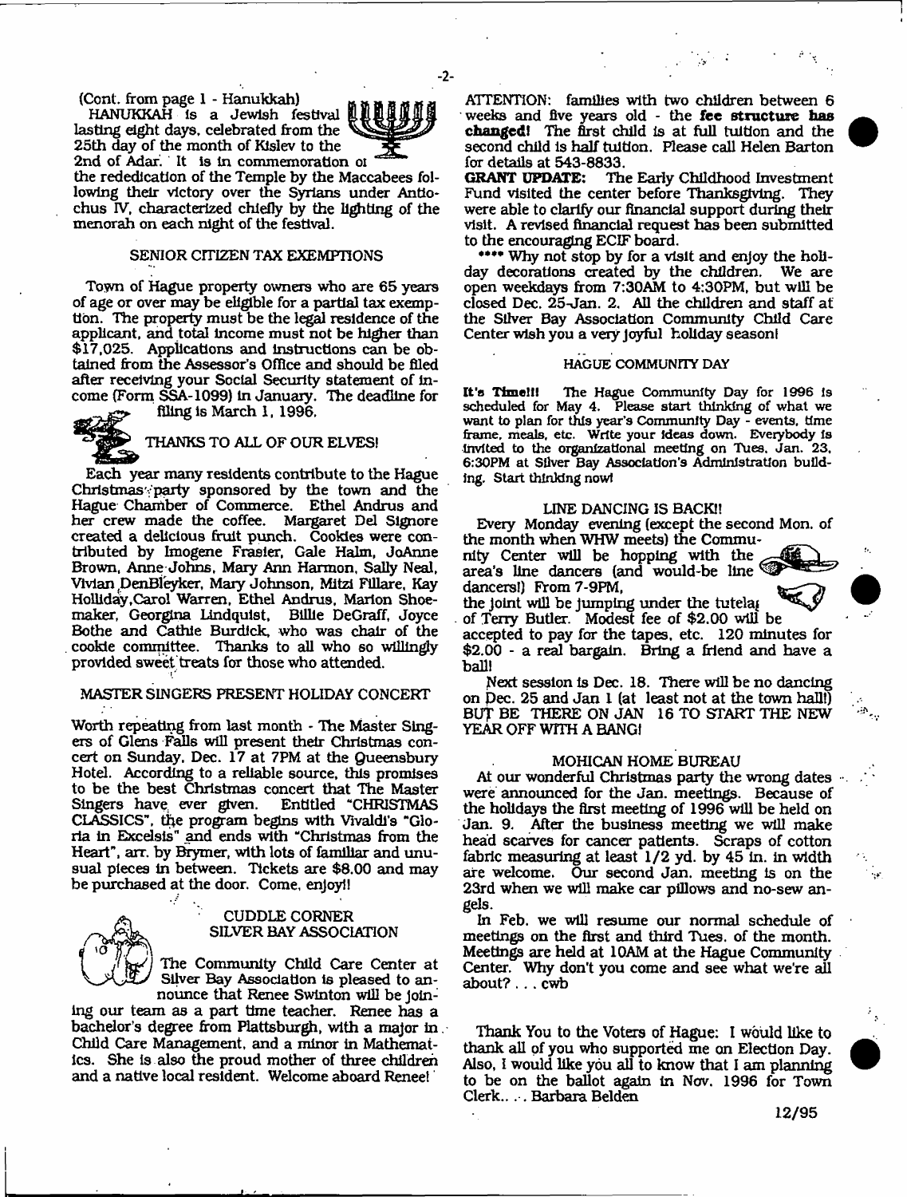(Cont. from page 1 - Hanukkah)

HANUKKAH is a Jewish festival lasting eight days, celebrated from the 25th day of the month of Kislev to the 2nd of Adar. It is in commemoration of the rededication of the Temple by the Maccabees following their victory over the Syrians under Antiochus IV, characterized chiefly by the lighting of the menorah on each night of the festival.

## SENIOR CITIZEN TAX EXEMPTIONS

Town of Hague property owners who are 65 years of age or over may be eligible for a partial tax exemption. The property must be the legal residence of the applicant, and total income must not be higher than $17,025. Applications and instructions can be obtained from the Assessor's Office and should be filed after receiving your Social Security statement of income (Form SSA-1099) in January. The deadline for filing is March 1, 1996.

## THANKS TO ALL OF OUR ELVES!

Each year many residents contribute to the Hague Christmas party sponsored by the town and the Hague Chamber of Commerce. Ethel Andrus and her crew made the coffee. Margaret Del Signore created a delicious fruit punch. Cookies were contributed by Imogene Frasier, Gale Halm, JoAnne Brown, Anne Johns, Mary Ann Harmon, Sally Neal, Vivian DenBleyker, Mary Johnson, Mitzi Fillare, Kay Holliday, Carol Warren, Ethel Andrus, Marion Shoemaker, Georgina Lindquist, Billie DeGraff, Joyce Bothe and Cathie Burdick, who was chair of the cookie committee. Thanks to all who so willingly provided sweet treats for those who attended.

## MASTER SINGERS PRESENT HOLIDAY CONCERT

Worth repeating from last month - The Master Singers of Glens Falls will present their Christmas concert on Sunday, Dec. 17 at 7PM at the Queensbury Hotel. According to a reliable source, this promises to be the best Christmas concert that The Master Singers have ever given. Entitled "CHRISTMAS CLASSICS", the program begins with Vivaldi's "Gloria in Excelsis" and ends with "Christmas from the Heart", arr. by Brymer, with lots of familiar and unusual pieces in between. Tickets are $8.00 and may be purchased at the door. Come, enjoy!!

## CUDDLE CORNER
## SILVER BAY ASSOCIATION

The Community Child Care Center at Silver Bay Association is pleased to announce that Renee Swinton will be joining our team as a part time teacher. Renee has a bachelor's degree from Plattsburgh, with a major in Child Care Management, and a minor in Mathematics. She is also the proud mother of three children and a native local resident. Welcome aboard Renee!

ATTENTION: families with two children between 6 weeks and five years old - the **fee structure has changed!** The first child is at full tuition and the second child is half tuition. Please call Helen Barton for details at 543-8833.

**GRANT UPDATE:** The Early Childhood Investment Fund visited the center before Thanksgiving. They were able to clarify our financial support during their visit. A revised financial request has been submitted to the encouraging ECIF board.

**** Why not stop by for a visit and enjoy the holiday decorations created by the children. We are open weekdays from 7:30AM to 4:30PM, but will be closed Dec. 25-Jan. 2. All the children and staff at the Silver Bay Association Community Child Care Center wish you a very joyful holiday season!

## HAGUE COMMUNITY DAY

**It's Time!!!** The Hague Community Day for 1996 is scheduled for May 4. Please start thinking of what we want to plan for this year's Community Day - events, time frame, meals, etc. Write your ideas down. Everybody is invited to the organizational meeting on Tues. Jan. 23, 6:30PM at Silver Bay Association's Administration building. Start thinking now!

## LINE DANCING IS BACK!!

Every Monday evening (except the second Mon. of the month when WHW meets) the Community Center will be hopping with the area's line dancers (and would-be line dancers!) From 7-9PM, the joint will be jumping under the tutelage of Terry Butler. Modest fee of $2.00 will be accepted to pay for the tapes, etc. 120 minutes for $2.00 - a real bargain. Bring a friend and have a ball!

Next session is Dec. 18. There will be no dancing on Dec. 25 and Jan 1 (at least not at the town hall!) BUT BE THERE ON JAN 16 TO START THE NEW YEAR OFF WITH A BANG!

## MOHICAN HOME BUREAU

At our wonderful Christmas party the wrong dates were announced for the Jan. meetings. Because of the holidays the first meeting of 1996 will be held on Jan. 9. After the business meeting we will make head scarves for cancer patients. Scraps of cotton fabric measuring at least 1/2 yd. by 45 in. in width are welcome. Our second Jan. meeting is on the 23rd when we will make car pillows and no-sew angels.

In Feb. we will resume our normal schedule of meetings on the first and third Tues. of the month. Meetings are held at 10AM at the Hague Community Center. Why don't you come and see what we're all about? . . . cwb

Thank You to the Voters of Hague: I would like to thank all of you who supported me on Election Day. Also, I would like you all to know that I am planning to be on the ballot again in Nov. 1996 for Town Clerk.. . . Barbara Belden

12/95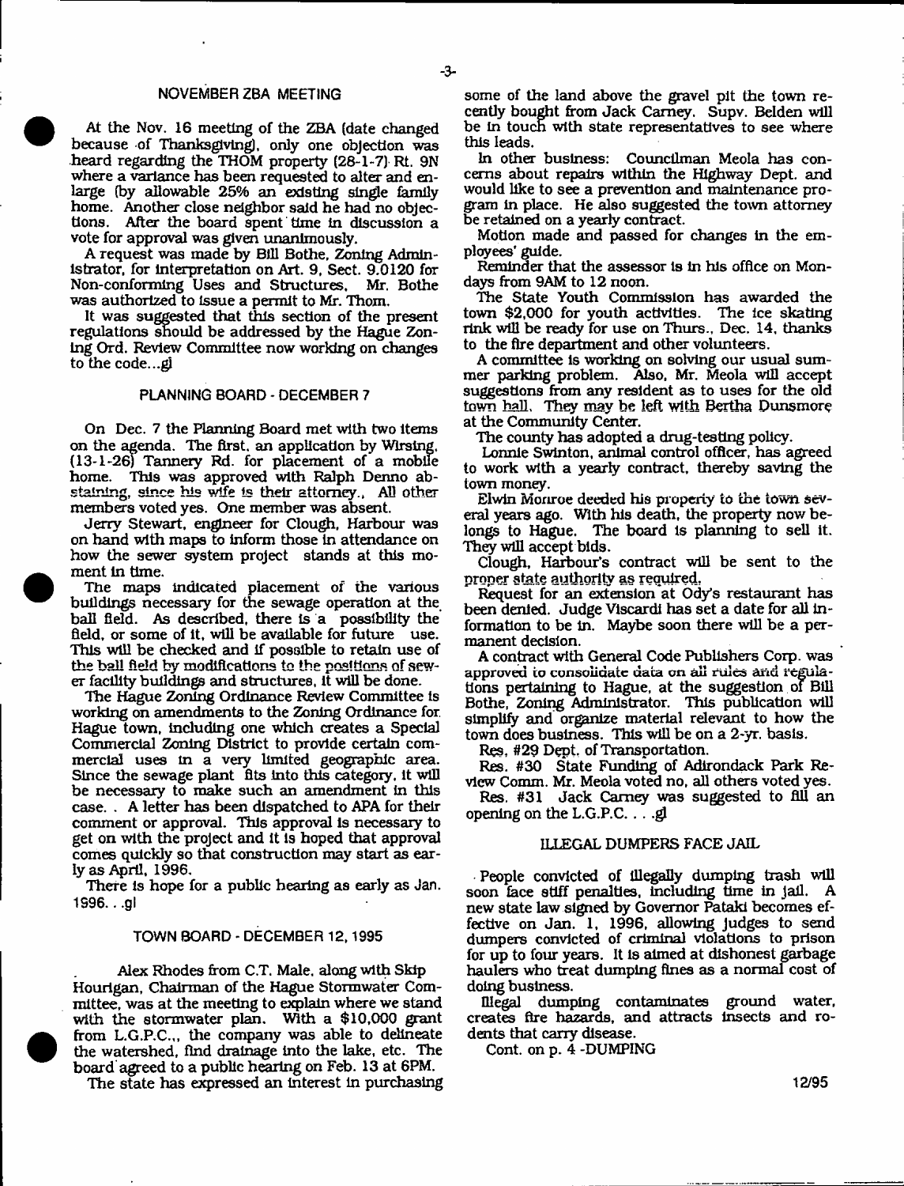## NOVEMBER ZBA MEETING

At the Nov. 16 meeting of the ZBA (date changed because of Thanksgiving), only one objection was heard regarding the THOM property (28-1-7) Rt. 9N where a variance has been requested to alter and enlarge (by allowable 25% an existing single family home. Another close neighbor said he had no objections. After the board spent time in discussion a vote for approval was given unanimously.

A request was made by Bill Bothe, Zoning Administrator, for interpretation on Art. 9, Sect. 9.0120 for Non-conforming Uses and Structures, Mr. Bothe was authorized to issue a permit to Mr. Thom.

It was suggested that this section of the present regulations should be addressed by the Hague Zoning Ord. Review Committee now working on changes to the code...gl

## PLANNING BOARD - DECEMBER 7

On Dec. 7 the Planning Board met with two items on the agenda. The first, an application by Wirsing, (13-1-26) Tannery Rd. for placement of a mobile home. This was approved with Ralph Denno abstaining, since his wife is their attorney., All other members voted yes. One member was absent.

Jerry Stewart, engineer for Clough, Harbour was on hand with maps to inform those in attendance on how the sewer system project stands at this moment in time.

The maps indicated placement of the various buildings necessary for the sewage operation at the ball field. As described, there is a possibility the field, or some of it, will be available for future use. This will be checked and if possible to retain use of the ball field by modifications to the positions of sewer facility buildings and structures, it will be done.

The Hague Zoning Ordinance Review Committee is working on amendments to the Zoning Ordinance for Hague town, including one which creates a Special Commercial Zoning District to provide certain commercial uses in a very limited geographic area. Since the sewage plant fits into this category, it will be necessary to make such an amendment in this case. . A letter has been dispatched to APA for their comment or approval. This approval is necessary to get on with the project and it is hoped that approval comes quickly so that construction may start as early as April, 1996.

There is hope for a public hearing as early as Jan. 1996. . .gl

## TOWN BOARD - DECEMBER 12, 1995

Alex Rhodes from C.T. Male, along with Skip Hourigan, Chairman of the Hague Stormwater Committee, was at the meeting to explain where we stand with the stormwater plan. With a $10,000 grant from L.G.P.C.,, the company was able to delineate the watershed, find drainage into the lake, etc. The board agreed to a public hearing on Feb. 13 at 6PM.

The state has expressed an interest in purchasing some of the land above the gravel pit the town recently bought from Jack Carney. Supv. Belden will be in touch with state representatives to see where this leads.

In other business: Councilman Meola has concerns about repairs within the Highway Dept. and would like to see a prevention and maintenance program in place. He also suggested the town attorney be retained on a yearly contract.

Motion made and passed for changes in the employees' guide.

Reminder that the assessor is in his office on Mondays from 9AM to 12 noon.

The State Youth Commission has awarded the town $2,000 for youth activities. The ice skating rink will be ready for use on Thurs., Dec. 14, thanks to the fire department and other volunteers.

A committee is working on solving our usual summer parking problem. Also, Mr. Meola will accept suggestions from any resident as to uses for the old town hall. They may be left with Bertha Dunsmore at the Community Center.

The county has adopted a drug-testing policy.

Lonnie Swinton, animal control officer, has agreed to work with a yearly contract, thereby saving the town money.

Elwin Monroe deeded his property to the town several years ago. With his death, the property now belongs to Hague. The board is planning to sell it. They will accept bids.

Clough, Harbour's contract will be sent to the proper state authority as required.

Request for an extension at Ody's restaurant has been denied. Judge Viscardi has set a date for all information to be in. Maybe soon there will be a permanent decision.

A contract with General Code Publishers Corp. was approved to consolidate data on all rules and regulations pertaining to Hague, at the suggestion of Bill Bothe, Zoning Administrator. This publication will simplify and organize material relevant to how the town does business. This will be on a 2-yr. basis.

Res. #29 Dept. of Transportation.

Res. #30 State Funding of Adirondack Park Review Comm. Mr. Meola voted no, all others voted yes.

Res. #31 Jack Carney was suggested to fill an opening on the L.G.P.C. . . .gl

## ILLEGAL DUMPERS FACE JAIL

People convicted of illegally dumping trash will soon face stiff penalties, including time in jail. A new state law signed by Governor Pataki becomes effective on Jan. 1, 1996, allowing judges to send dumpers convicted of criminal violations to prison for up to four years. It is aimed at dishonest garbage haulers who treat dumping fines as a normal cost of doing business.

Illegal dumping contaminates ground water, creates fire hazards, and attracts insects and rodents that carry disease.

Cont. on p. 4 -DUMPING

12/95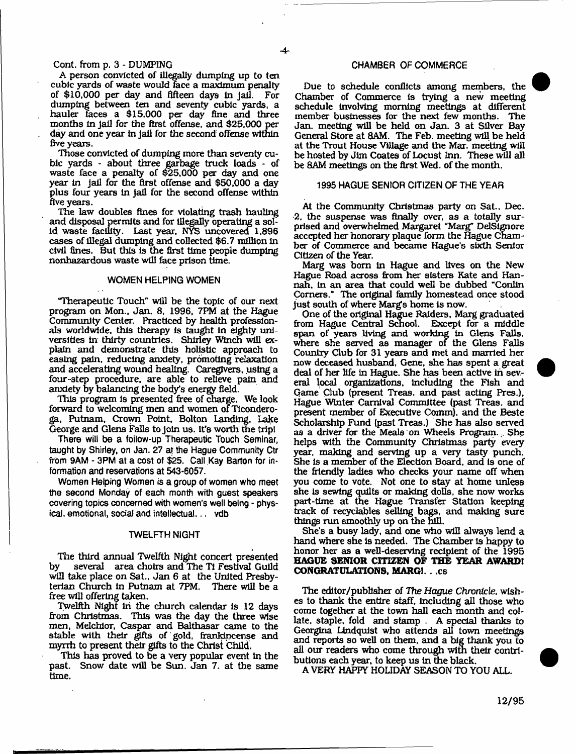Cont. from p. 3 - DUMPING

A person convicted of illegally dumping up to ten cubic yards of waste would face a maximum penalty of $10,000 per day and fifteen days in jail. For dumping between ten and seventy cubic yards, a hauler faces a $15,000 per day fine and three months in jail for the first offense, and $25,000 per day and one year in jail for the second offense within five years.

Those convicted of dumping more than seventy cubic yards - about three garbage truck loads - of waste face a penalty of $25,000 per day and one year in jail for the first offense and $50,000 a day plus four years in jail for the second offense within five years.

The law doubles fines for violating trash hauling and disposal permits and for illegally operating a solid waste facility. Last year, NYS uncovered 1,896 cases of illegal dumping and collected $6.7 million in civil fines. But this is the first time people dumping nonhazardous waste will face prison time.

## WOMEN HELPING WOMEN

"Therapeutic Touch" will be the topic of our next program on Mon., Jan. 8, 1996, 7PM at the Hague Community Center. Practiced by health professionals worldwide, this therapy is taught in eighty universities in thirty countries. Shirley Winch will explain and demonstrate this holistic approach to easing pain, reducing anxiety, promoting relaxation and accelerating wound healing. Caregivers, using a four-step procedure, are able to relieve pain and anxiety by balancing the body's energy field.

This program is presented free of charge. We look forward to welcoming men and women of Ticonderoga, Putnam, Crown Point, Bolton Landing, Lake George and Glens Falls to join us. It's worth the trip!

There will be a follow-up Therapeutic Touch Seminar, taught by Shirley, on Jan. 27 at the Hague Community Ctr from 9AM - 3PM at a cost of $25. Call Kay Barton for information and reservations at 543-6057.

Women Helping Women is a group of women who meet the second Monday of each month with guest speakers covering topics concerned with women's well being - physical, emotional, social and intellectual... vdb

## TWELFTH NIGHT

The third annual Twelfth Night concert presented by several area choirs and The Ti Festival Guild will take place on Sat., Jan 6 at the United Presbyterian Church in Putnam at 7PM. There will be a free will offering taken.

Twelfth Night in the church calendar is 12 days from Christmas. This was the day the three wise men, Melchior, Caspar and Balthasar came to the stable with their gifts of gold, frankincense and myrrh to present their gifts to the Christ Child.

This has proved to be a very popular event in the past. Snow date will be Sun. Jan 7. at the same time.

## CHAMBER OF COMMERCE

Due to schedule conflicts among members, the Chamber of Commerce is trying a new meeting schedule involving morning meetings at different member businesses for the next few months. The Jan. meeting will be held on Jan. 3 at Silver Bay General Store at 8AM. The Feb. meeting will be held at the Trout House Village and the Mar. meeting will be hosted by Jim Coates of Locust Inn. These will all be 8AM meetings on the first Wed. of the month.

## 1995 HAGUE SENIOR CITIZEN OF THE YEAR

At the Community Christmas party on Sat., Dec. 2, the suspense was finally over, as a totally surprised and overwhelmed Margaret "Marg" DelSignore accepted her honorary plaque form the Hague Chamber of Commerce and became Hague's sixth Senior Citizen of the Year.

Marg was born in Hague and lives on the New Hague Road across from her sisters Kate and Hannah, in an area that could well be dubbed "Conlin Corners." The original family homestead once stood just south of where Marg's home is now.

One of the original Hague Raiders, Marg graduated from Hague Central School. Except for a middle span of years living and working in Glens Falls, where she served as manager of the Glens Falls Country Club for 31 years and met and married her now deceased husband, Gene, she has spent a great deal of her life in Hague. She has been active in several local organizations, including the Fish and Game Club (present Treas. and past acting Pres.), Hague Winter Carnival Committee (past Treas. and present member of Executive Comm). and the Beste Scholarship Fund (past Treas.) She has also served as a driver for the Meals on Wheels Program.. She helps with the Community Christmas party every year, making and serving up a very tasty punch. She is a member of the Election Board, and is one of the friendly ladies who checks your name off when you come to vote. Not one to stay at home unless she is sewing quilts or making dolls, she now works part-time at the Hague Transfer Station keeping track of recyclables selling bags, and making sure things run smoothly up on the hill.

She's a busy lady, and one who will always lend a hand where she is needed. The Chamber is happy to honor her as a well-deserving recipient of the 1995 **HAGUE SENIOR CITIZEN OF THE YEAR AWARD! CONGRATULATIONS, MARG!**. . .cs

The editor/publisher of *The Hague Chronicle*, wishes to thank the entire staff, including all those who come together at the town hall each month and collate, staple, fold and stamp . A special thanks to Georgina Lindquist who attends all town meetings and reports so well on them, and a big thank you to all our readers who come through with their contributions each year, to keep us in the black.

A VERY HAPPY HOLIDAY SEASON TO YOU ALL.

12/95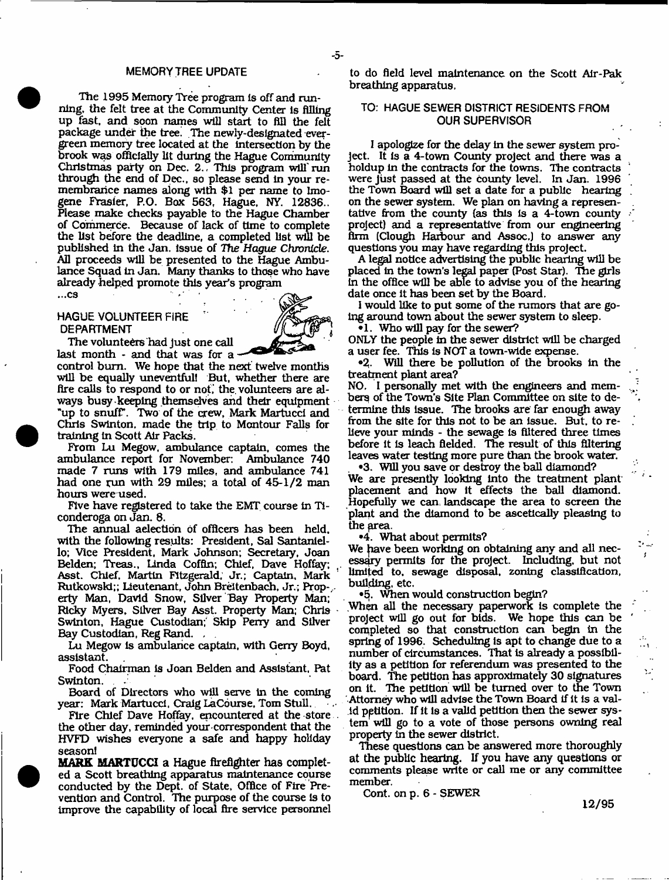## MEMORY TREE UPDATE

The 1995 Memory Tree program is off and running, the felt tree at the Community Center is filling up fast, and soon names will start to fill the felt package under the tree. The newly-designated evergreen memory tree located at the intersection by the brook was officially lit during the Hague Community Christmas party on Dec. 2.. This program will run through the end of Dec., so please send in your remembrance names along with $1 per name to Imogene Frasier, P.O. Box 563, Hague, NY. 12836.. Please make checks payable to the Hague Chamber of Commerce. Because of lack of time to complete the list before the deadline, a completed list will be published in the Jan. issue of *The Hague Chronicle*. All proceeds will be presented to the Hague Ambulance Squad in Jan. Many thanks to those who have already helped promote this year's program ...cs

## HAGUE VOLUNTEER FIRE DEPARTMENT

The volunteers had just one call last month - and that was for a control burn. We hope that the next twelve months will be equally uneventful! But, whether there are fire calls to respond to or not, the volunteers are always busy keeping themselves and their equipment "up to snuff". Two of the crew, Mark Martucci and Chris Swinton, made the trip to Montour Falls for training in Scott Air Packs.

From Lu Megow, ambulance captain, comes the ambulance report for November: Ambulance 740 made 7 runs with 179 miles, and ambulance 741 had one run with 29 miles; a total of 45-1/2 man hours were used.

Five have registered to take the EMT course in Ticonderoga on Jan. 8.

The annual aelection of officers has been held, with the following results: President, Sal Santaniello; Vice President, Mark Johnson; Secretary, Joan Belden; Treas., Linda Coffin; Chief, Dave Hoffay; Asst. Chief, Martin Fitzgerald, Jr.; Captain, Mark Rutkowski;; Lieutenant, John Breitenbach, Jr.; Property Man, David Snow, Silver Bay Property Man; Ricky Myers, Silver Bay Asst. Property Man; Chris Swinton, Hague Custodian; Skip Perry and Silver Bay Custodian, Reg Rand.

Lu Megow is ambulance captain, with Gerry Boyd, assistant.

Food Chairman is Joan Belden and Assistant, Pat Swinton.

Board of Directors who will serve in the coming year: Mark Martucci, Craig LaCourse, Tom Stull.

Fire Chief Dave Hoffay, encountered at the store the other day, reminded your correspondent that the HVFD wishes everyone a safe and happy holiday season!

**MARK MARTUCCI** a Hague firefighter has completed a Scott breathing apparatus maintenance course conducted by the Dept. of State, Office of Fire Prevention and Control. The purpose of the course is to improve the capability of local fire service personnel to do field level maintenance on the Scott Air-Pak breathing apparatus.

## TO: HAGUE SEWER DISTRICT RESIDENTS FROM OUR SUPERVISOR

I apologize for the delay in the sewer system project. It is a 4-town County project and there was a holdup in the contracts for the towns. The contracts were just passed at the county level. In Jan. 1996 the Town Board will set a date for a public hearing on the sewer system. We plan on having a representative from the county (as this is a 4-town county project) and a representative from our engineering firm (Clough Harbour and Assoc.) to answer any questions you may have regarding this project.

A legal notice advertising the public hearing will be placed in the town's legal paper (Post Star). The girls in the office will be able to advise you of the hearing date once it has been set by the Board.

I would like to put some of the rumors that are going around town about the sewer system to sleep.

•1. Who will pay for the sewer?
ONLY the people in the sewer district will be charged a user fee. This is NOT a town-wide expense.

•2. Will there be pollution of the brooks in the treatment plant area?
NO. I personally met with the engineers and members of the Town's Site Plan Committee on site to determine this issue. The brooks are far enough away from the site for this not to be an issue. But, to relieve your minds - the sewage is filtered three times before it is leach fielded. The result of this filtering leaves water testing more pure than the brook water.

•3. Will you save or destroy the ball diamond?
We are presently looking into the treatment plant placement and how it effects the ball diamond. Hopefully we can landscape the area to screen the plant and the diamond to be ascetically pleasing to the area.

•4. What about permits?
We have been working on obtaining any and all necessary permits for the project. Including, but not limited to, sewage disposal, zoning classification, building, etc.

•5. When would construction begin?
When all the necessary paperwork is complete the project will go out for bids. We hope this can be completed so that construction can begin in the spring of 1996. Scheduling is apt to change due to a number of circumstances. That is already a possibility as a petition for referendum was presented to the board. The petition has approximately 30 signatures on it. The petition will be turned over to the Town Attorney who will advise the Town Board if it is a valid petition. If it is a valid petition then the sewer system will go to a vote of those persons owning real property in the sewer district.

These questions can be answered more thoroughly at the public hearing. If you have any questions or comments please write or call me or any committee member.

Cont. on p. 6 - SEWER

12/95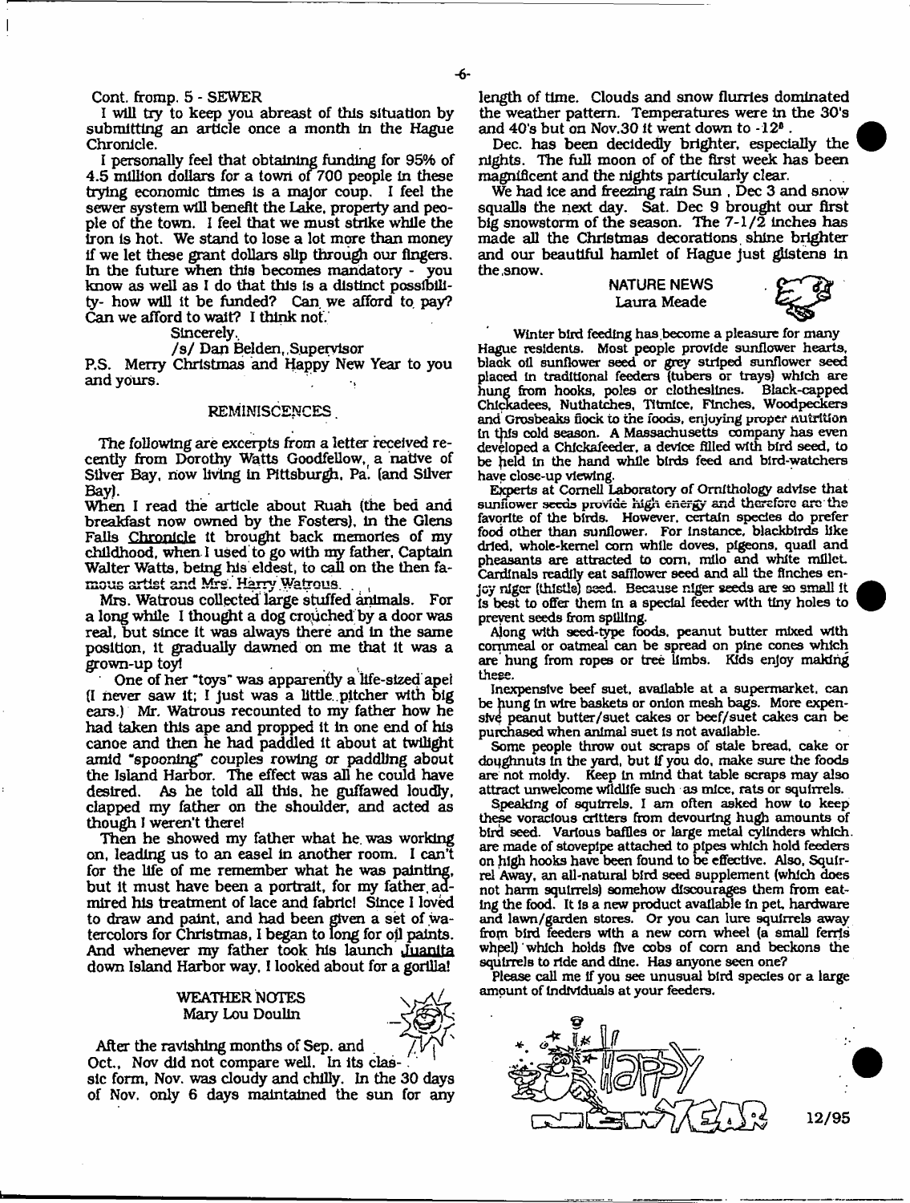Cont. fromp. 5 - SEWER

I will try to keep you abreast of this situation by submitting an article once a month in the Hague Chronicle.

I personally feel that obtaining funding for 95% of 4.5 million dollars for a town of 700 people in these trying economic times is a major coup. I feel the sewer system will benefit the Lake, property and people of the town. I feel that we must strike while the iron is hot. We stand to lose a lot more than money if we let these grant dollars slip through our fingers. In the future when this becomes mandatory - you know as well as I do that this is a distinct possibility- how will it be funded? Can we afford to pay? Can we afford to wait? I think not.

Sincerely,

/s/ Dan Belden, Supervisor

P.S. Merry Christmas and Happy New Year to you and yours.

## REMINISCENCES

The following are excerpts from a letter received recently from Dorothy Watts Goodfellow, a native of Silver Bay, now living in Pittsburgh, Pa. (and Silver Bay).

When I read the article about Ruah (the bed and breakfast now owned by the Fosters), in the Glens Falls Chronicle it brought back memories of my childhood, when I used to go with my father, Captain Walter Watts, being his eldest, to call on the then famous artist and Mrs. Harry Watrous.

Mrs. Watrous collected large stuffed animals. For a long while I thought a dog crouched by a door was real, but since it was always there and in the same position, it gradually dawned on me that it was a grown-up toy!

One of her "toys" was apparently a life-sized ape! (I never saw it; I just was a little pitcher with big ears.) Mr. Watrous recounted to my father how he had taken this ape and propped it in one end of his canoe and then he had paddled it about at twilight amid "spooning" couples rowing or paddling about the Island Harbor. The effect was all he could have desired. As he told all this, he guffawed loudly, clapped my father on the shoulder, and acted as though I weren't there!

Then he showed my father what he was working on, leading us to an easel in another room. I can't for the life of me remember what he was painting, but it must have been a portrait, for my father admired his treatment of lace and fabric! Since I loved to draw and paint, and had been given a set of watercolors for Christmas, I began to long for oil paints. And whenever my father took his launch Juanita down Island Harbor way, I looked about for a gorilla!

## WEATHER NOTES
Mary Lou Doulin

After the ravishing months of Sep. and Oct., Nov did not compare well. In its classic form, Nov. was cloudy and chilly. In the 30 days of Nov. only 6 days maintained the sun for any length of time. Clouds and snow flurries dominated the weather pattern. Temperatures were in the 30's and 40's but on Nov.30 it went down to -12°.

Dec. has been decidedly brighter, especially the nights. The full moon of of the first week has been magnificent and the nights particularly clear.

We had ice and freezing rain Sun , Dec 3 and snow squalls the next day. Sat. Dec 9 brought our first big snowstorm of the season. The 7-1/2 inches has made all the Christmas decorations shine brighter and our beautiful hamlet of Hague just glistens in the snow.

## NATURE NEWS
Laura Meade

Winter bird feeding has become a pleasure for many Hague residents. Most people provide sunflower hearts, black oil sunflower seed or grey striped sunflower seed placed in traditional feeders (tubers or trays) which are hung from hooks, poles or clotheslines. Black-capped Chickadees, Nuthatches, Titmice, Finches, Woodpeckers and Grosbeaks flock to the foods, enjoying proper nutrition in this cold season. A Massachusetts company has even developed a Chickafeeder, a device filled with bird seed, to be held in the hand while birds feed and bird-watchers have close-up viewing.

Experts at Cornell Laboratory of Ornithology advise that sunflower seeds provide high energy and therefore are the favorite of the birds. However, certain species do prefer food other than sunflower. For instance, blackbirds like dried, whole-kernel corn while doves, pigeons, quail and pheasants are attracted to corn, milo and white millet. Cardinals readily eat safflower seed and all the finches enjoy niger (thistle) seed. Because niger seeds are so small it is best to offer them in a special feeder with tiny holes to prevent seeds from spilling.

Along with seed-type foods, peanut butter mixed with cornmeal or oatmeal can be spread on pine cones which are hung from ropes or tree limbs. Kids enjoy making these.

Inexpensive beef suet, available at a supermarket, can be hung in wire baskets or onion mesh bags. More expensive peanut butter/suet cakes or beef/suet cakes can be purchased when animal suet is not available.

Some people throw out scraps of stale bread, cake or doughnuts in the yard, but if you do, make sure the foods are not moldy. Keep in mind that table scraps may also attract unwelcome wildlife such as mice, rats or squirrels.

Speaking of squirrels, I am often asked how to keep these voracious critters from devouring hugh amounts of bird seed. Various baffles or large metal cylinders which are made of stovepipe attached to pipes which hold feeders on high hooks have been found to be effective. Also, Squirrel Away, an all-natural bird seed supplement (which does not harm squirrels) somehow discourages them from eating the food. It is a new product available in pet, hardware and lawn/garden stores. Or you can lure squirrels away from bird feeders with a new corn wheel (a small ferris wheel) which holds five cobs of corn and beckons the squirrels to ride and dine. Has anyone seen one?

Please call me if you see unusual bird species or a large amount of individuals at your feeders.

12/95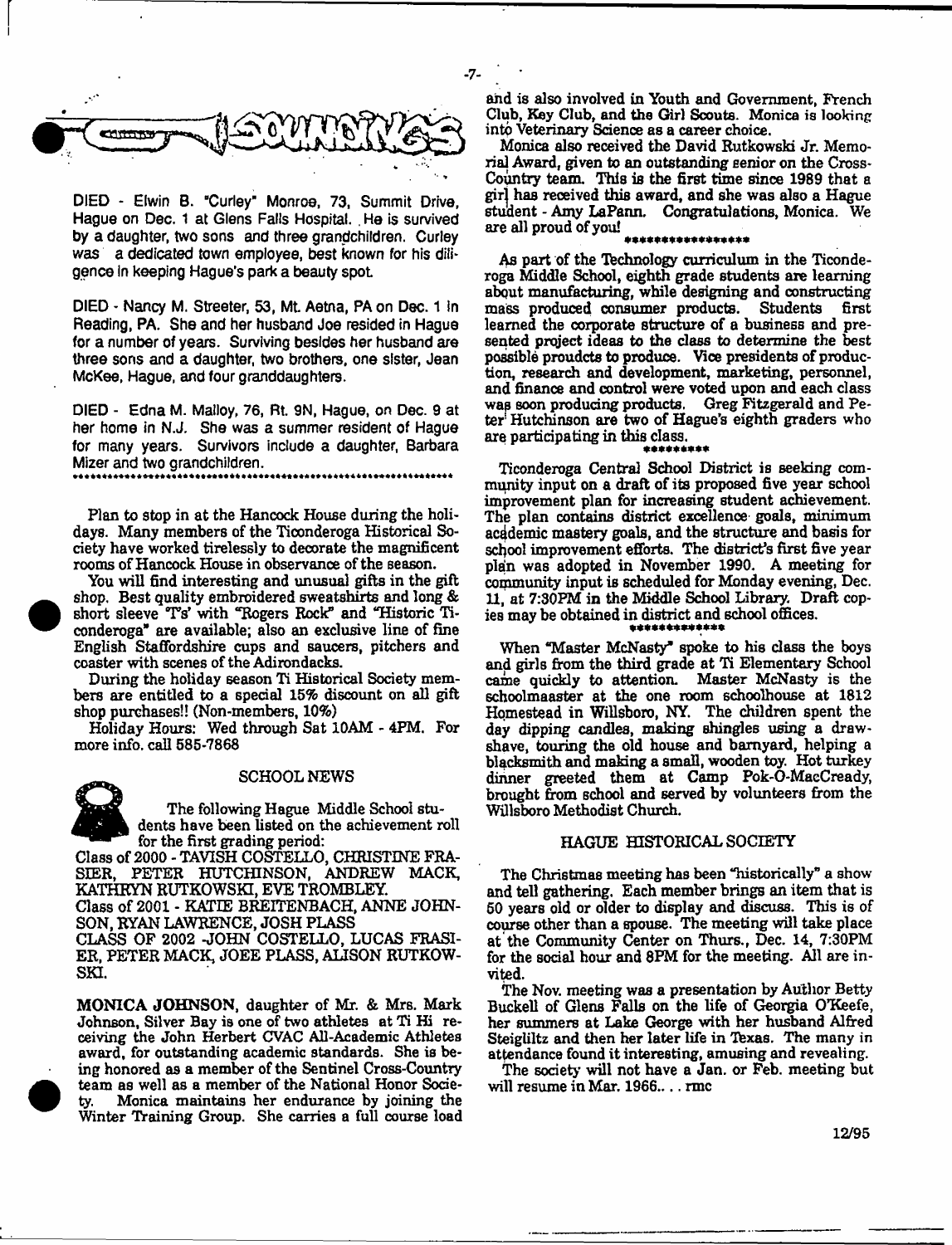# SOUNDINGS

DIED - Elwin B. "Curley" Monroe, 73, Summit Drive, Hague on Dec. 1 at Glens Falls Hospital. He is survived by a daughter, two sons and three grandchildren. Curley was a dedicated town employee, best known for his diligence in keeping Hague's park a beauty spot.

DIED - Nancy M. Streeter, 53, Mt. Aetna, PA on Dec. 1 in Reading, PA. She and her husband Joe resided in Hague for a number of years. Surviving besides her husband are three sons and a daughter, two brothers, one sister, Jean McKee, Hague, and four granddaughters.

DIED - Edna M. Malloy, 76, Rt. 9N, Hague, on Dec. 9 at her home in N.J. She was a summer resident of Hague for many years. Survivors include a daughter, Barbara Mizer and two grandchildren.

***

Plan to stop in at the Hancock House during the holidays. Many members of the Ticonderoga Historical Society have worked tirelessly to decorate the magnificent rooms of Hancock House in observance of the season.

You will find interesting and unusual gifts in the gift shop. Best quality embroidered sweatshirts and long & short sleeve 'T's' with "Rogers Rock" and "Historic Ticonderoga" are available; also an exclusive line of fine English Staffordshire cups and saucers, pitchers and coaster with scenes of the Adirondacks.

During the holiday season Ti Historical Society members are entitled to a special 15% discount on all gift shop purchases!! (Non-members, 10%)

Holiday Hours: Wed through Sat 10AM - 4PM. For more info. call 585-7868

## SCHOOL NEWS

The following Hague Middle School students have been listed on the achievement roll for the first grading period:

Class of 2000 - TAVISH COSTELLO, CHRISTINE FRASIER, PETER HUTCHINSON, ANDREW MACK, KATHRYN RUTKOWSKI, EVE TROMBLEY.

Class of 2001 - KATIE BREITENBACH, ANNE JOHNSON, RYAN LAWRENCE, JOSH PLASS

CLASS OF 2002 -JOHN COSTELLO, LUCAS FRASIER, PETER MACK, JOEE PLASS, ALISON RUTKOWSKI.

**MONICA JOHNSON**, daughter of Mr. & Mrs. Mark Johnson, Silver Bay is one of two athletes at Ti Hi receiving the John Herbert CVAC All-Academic Athletes award, for outstanding academic standards. She is being honored as a member of the Sentinel Cross-Country team as well as a member of the National Honor Society. Monica maintains her endurance by joining the Winter Training Group. She carries a full course load and is also involved in Youth and Government, French Club, Key Club, and the Girl Scouts. Monica is looking into Veterinary Science as a career choice.

Monica also received the David Rutkowski Jr. Memorial Award, given to an outstanding senior on the Cross-Country team. This is the first time since 1989 that a girl has received this award, and she was also a Hague student - Amy LaPann. Congratulations, Monica. We are all proud of you!

***

As part of the Technology curriculum in the Ticonderoga Middle School, eighth grade students are learning about manufacturing, while designing and constructing mass produced consumer products. Students first learned the corporate structure of a business and presented project ideas to the class to determine the best possible prouducts to produce. Vice presidents of production, research and development, marketing, personnel, and finance and control were voted upon and each class was soon producing products. Greg Fitzgerald and Peter Hutchinson are two of Hague's eighth graders who are participating in this class.

***

Ticonderoga Central School District is seeking community input on a draft of its proposed five year school improvement plan for increasing student achievement. The plan contains district excellence goals, minimum academic mastery goals, and the structure and basis for school improvement efforts. The district's first five year plan was adopted in November 1990. A meeting for community input is scheduled for Monday evening, Dec. 11, at 7:30PM in the Middle School Library. Draft copies may be obtained in district and school offices.

***

When "Master McNasty" spoke to his class the boys and girls from the third grade at Ti Elementary School came quickly to attention. Master McNasty is the schoolmaaster at the one room schoolhouse at 1812 Homestead in Willsboro, NY. The children spent the day dipping candles, making shingles using a drawshave, touring the old house and barnyard, helping a blacksmith and making a small, wooden toy. Hot turkey dinner greeted them at Camp Pok-O-MacCready, brought from school and served by volunteers from the Willsboro Methodist Church.

## HAGUE HISTORICAL SOCIETY

The Christmas meeting has been "historically" a show and tell gathering. Each member brings an item that is 50 years old or older to display and discuss. This is of course other than a spouse. The meeting will take place at the Community Center on Thurs., Dec. 14, 7:30PM for the social hour and 8PM for the meeting. All are invited.

The Nov. meeting was a presentation by Author Betty Buckell of Glens Falls on the life of Georgia O'Keefe, her summers at Lake George with her husband Alfred Steiglitz and then her later life in Texas. The many in attendance found it interesting, amusing and revealing.

The society will not have a Jan. or Feb. meeting but will resume in Mar. 1966.. . . rmc

12/95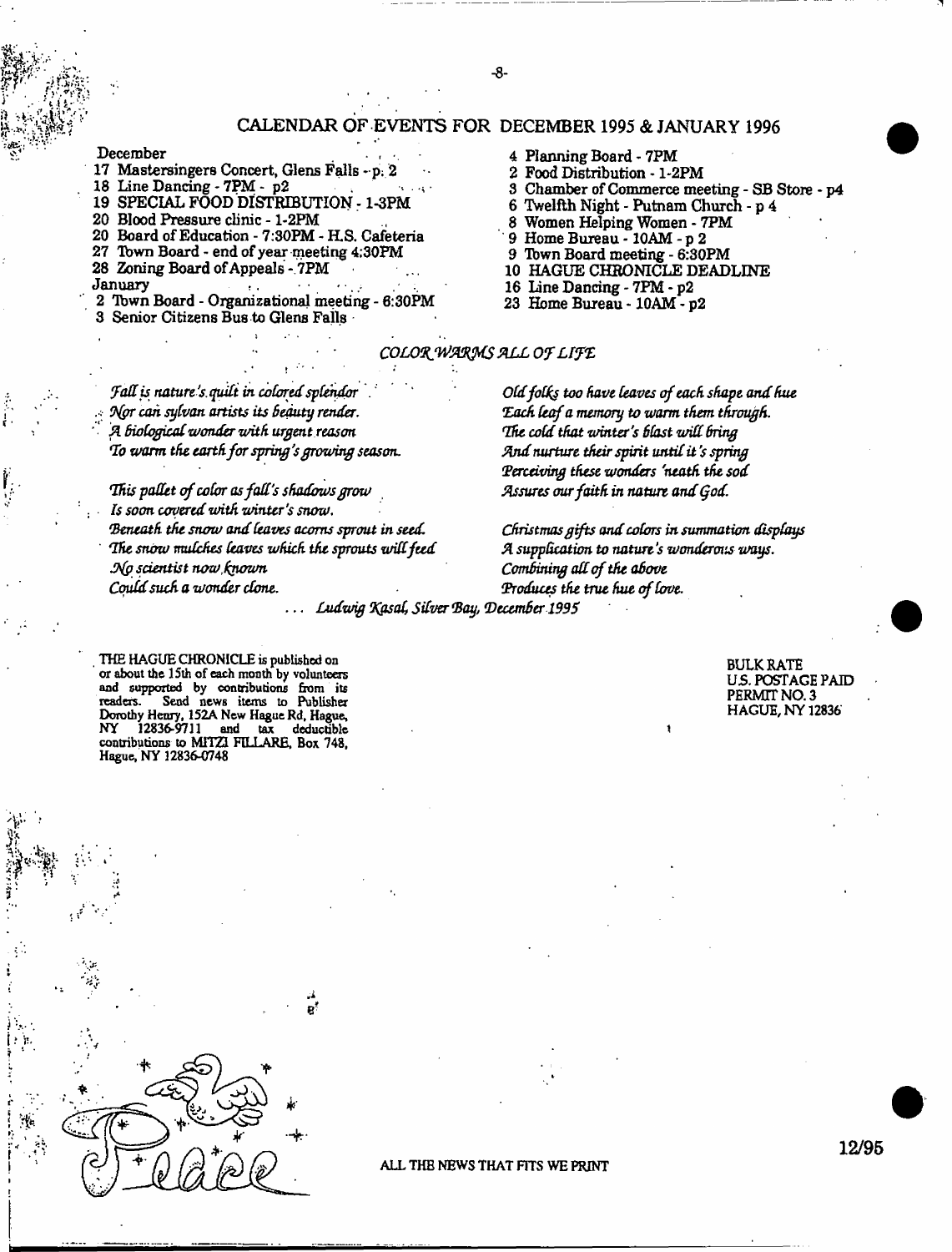## CALENDAR OF EVENTS FOR DECEMBER 1995 & JANUARY 1996

December
- 17 Mastersingers Concert, Glens Falls - p. 2
- 18 Line Dancing - 7PM - p2
- 19 SPECIAL FOOD DISTRIBUTION - 1-3PM
- 20 Blood Pressure clinic - 1-2PM
- 20 Board of Education - 7:30PM - H.S. Cafeteria
- 27 Town Board - end of year meeting 4:30PM
- 28 Zoning Board of Appeals - 7PM

January
- 2 Town Board - Organizational meeting - 6:30PM
- 3 Senior Citizens Bus to Glens Falls
- 4 Planning Board - 7PM
- 2 Food Distribution - 1-2PM
- 3 Chamber of Commerce meeting - SB Store - p4
- 6 Twelfth Night - Putnam Church - p 4
- 8 Women Helping Women - 7PM
- 9 Home Bureau - 10AM - p 2
- 9 Town Board meeting - 6:30PM
- 10 HAGUE CHRONICLE DEADLINE
- 16 Line Dancing - 7PM - p2
- 23 Home Bureau - 10AM - p2

### *COLOR WARMS ALL OF LIFE*

*Fall is nature's quilt in colored splendor*
*Nor can sylvan artists its beauty render.*
*A biological wonder with urgent reason*
*To warm the earth for spring's growing season.*

*This pallet of color as fall's shadows grow*
*Is soon covered with winter's snow.*
*Beneath the snow and leaves acorns sprout in seed.*
*The snow mulches leaves which the sprouts will feed*
*No scientist now known*
*Could such a wonder clone.*

*Old folks too have leaves of each shape and hue*
*Each leaf a memory to warm them through.*
*The cold that winter's blast will bring*
*And nurture their spirit until it's spring*
*Perceiving these wonders 'neath the sod*
*Assures our faith in nature and God.*

*Christmas gifts and colors in summation displays*
*A supplication to nature's wonderous ways.*
*Combining all of the above*
*Produces the true hue of love.*

... *Ludwig Kasal, Silver Bay, December 1995*

THE HAGUE CHRONICLE is published on or about the 15th of each month by volunteers and supported by contributions from its readers. Send news items to Publisher Dorothy Henry, 152A New Hague Rd, Hague, NY 12836-9711 and tax deductible contributions to MITZI FILLARE, Box 748, Hague, NY 12836-0748

BULK RATE
U.S. POSTAGE PAID
PERMIT NO. 3
HAGUE, NY 12836

Peace

ALL THE NEWS THAT FITS WE PRINT

12/95